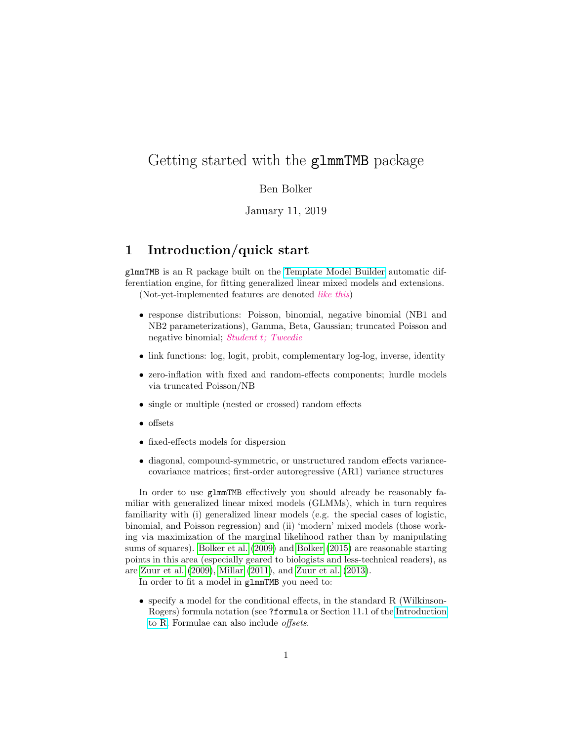# Getting started with the `glmmTMB` package

Ben Bolker

January 11, 2019

## 1 Introduction/quick start

`glmmTMB` is an R package built on the Template Model Builder automatic differentiation engine, for fitting generalized linear mixed models and extensions.

(Not-yet-implemented features are denoted *like this*)

- response distributions: Poisson, binomial, negative binomial (NB1 and NB2 parameterizations), Gamma, Beta, Gaussian; truncated Poisson and negative binomial; *Student t; Tweedie*
- link functions: log, logit, probit, complementary log-log, inverse, identity
- zero-inflation with fixed and random-effects components; hurdle models via truncated Poisson/NB
- single or multiple (nested or crossed) random effects
- offsets
- fixed-effects models for dispersion
- diagonal, compound-symmetric, or unstructured random effects variance-covariance matrices; first-order autoregressive (AR1) variance structures

In order to use `glmmTMB` effectively you should already be reasonably familiar with generalized linear mixed models (GLMMs), which in turn requires familiarity with (i) generalized linear models (e.g. the special cases of logistic, binomial, and Poisson regression) and (ii) 'modern' mixed models (those working via maximization of the marginal likelihood rather than by manipulating sums of squares). Bolker et al. (2009) and Bolker (2015) are reasonable starting points in this area (especially geared to biologists and less-technical readers), as are Zuur et al. (2009), Millar (2011), and Zuur et al. (2013).

In order to fit a model in `glmmTMB` you need to:

- specify a model for the conditional effects, in the standard R (Wilkinson-Rogers) formula notation (see `?formula` or Section 11.1 of the Introduction to R. Formulae can also include *offsets*.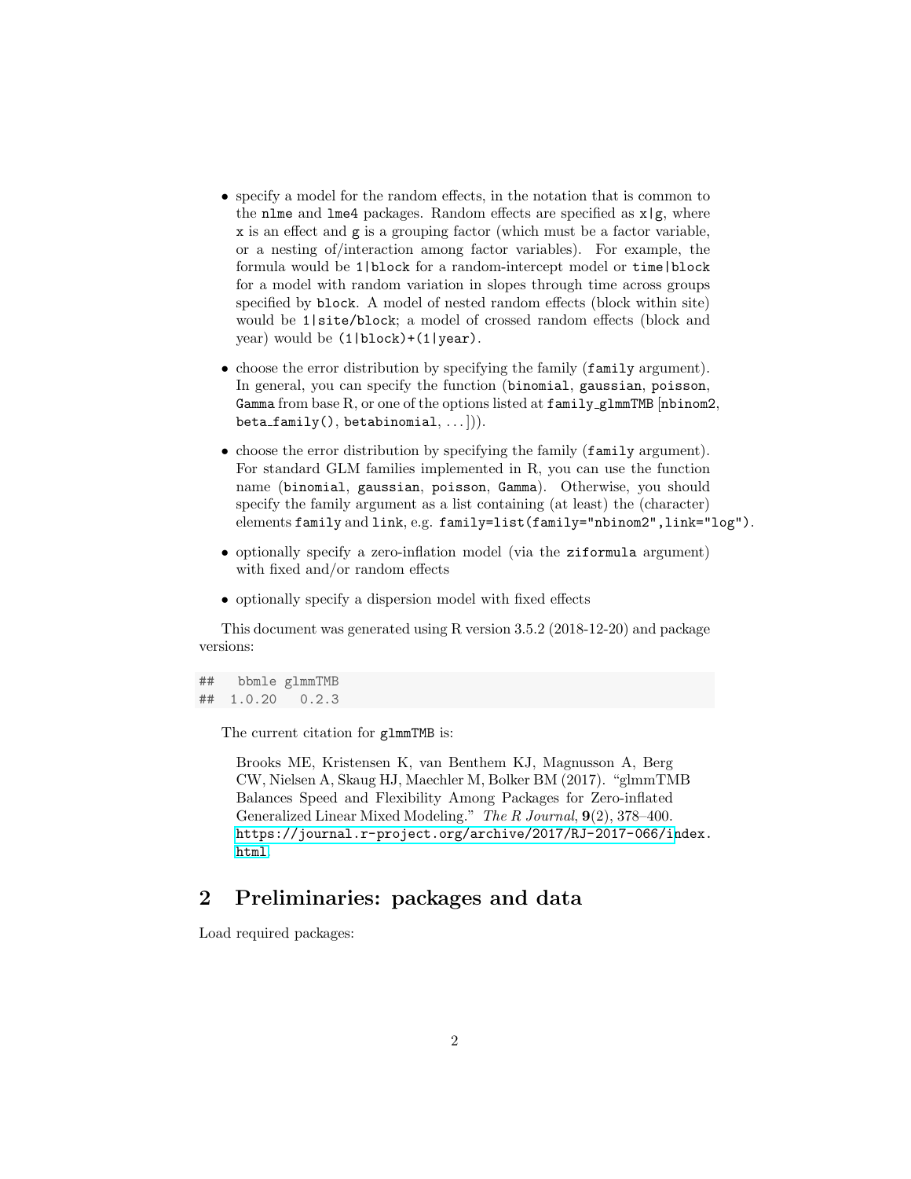- specify a model for the random effects, in the notation that is common to the `nlme` and `lme4` packages. Random effects are specified as `x|g`, where `x` is an effect and `g` is a grouping factor (which must be a factor variable, or a nesting of/interaction among factor variables). For example, the formula would be `1|block` for a random-intercept model or `time|block` for a model with random variation in slopes through time across groups specified by `block`. A model of nested random effects (block within site) would be `1|site/block`; a model of crossed random effects (block and year) would be `(1|block)+(1|year)`.

- choose the error distribution by specifying the family (`family` argument). In general, you can specify the function (`binomial`, `gaussian`, `poisson`, `Gamma` from base R, or one of the options listed at `family_glmmTMB` [`nbinom2`, `beta_family()`, `betabinomial`, ...])).

- choose the error distribution by specifying the family (`family` argument). For standard GLM families implemented in R, you can use the function name (`binomial`, `gaussian`, `poisson`, `Gamma`). Otherwise, you should specify the family argument as a list containing (at least) the (character) elements `family` and `link`, e.g. `family=list(family="nbinom2",link="log")`.

- optionally specify a zero-inflation model (via the `ziformula` argument) with fixed and/or random effects

- optionally specify a dispersion model with fixed effects

This document was generated using R version 3.5.2 (2018-12-20) and package versions:

```
##   bbmle glmmTMB
##  1.0.20   0.2.3
```

The current citation for `glmmTMB` is:

> Brooks ME, Kristensen K, van Benthem KJ, Magnusson A, Berg CW, Nielsen A, Skaug HJ, Maechler M, Bolker BM (2017). "glmmTMB Balances Speed and Flexibility Among Packages for Zero-inflated Generalized Linear Mixed Modeling." *The R Journal*, **9**(2), 378–400. https://journal.r-project.org/archive/2017/RJ-2017-066/index.html.

# 2 Preliminaries: packages and data

Load required packages: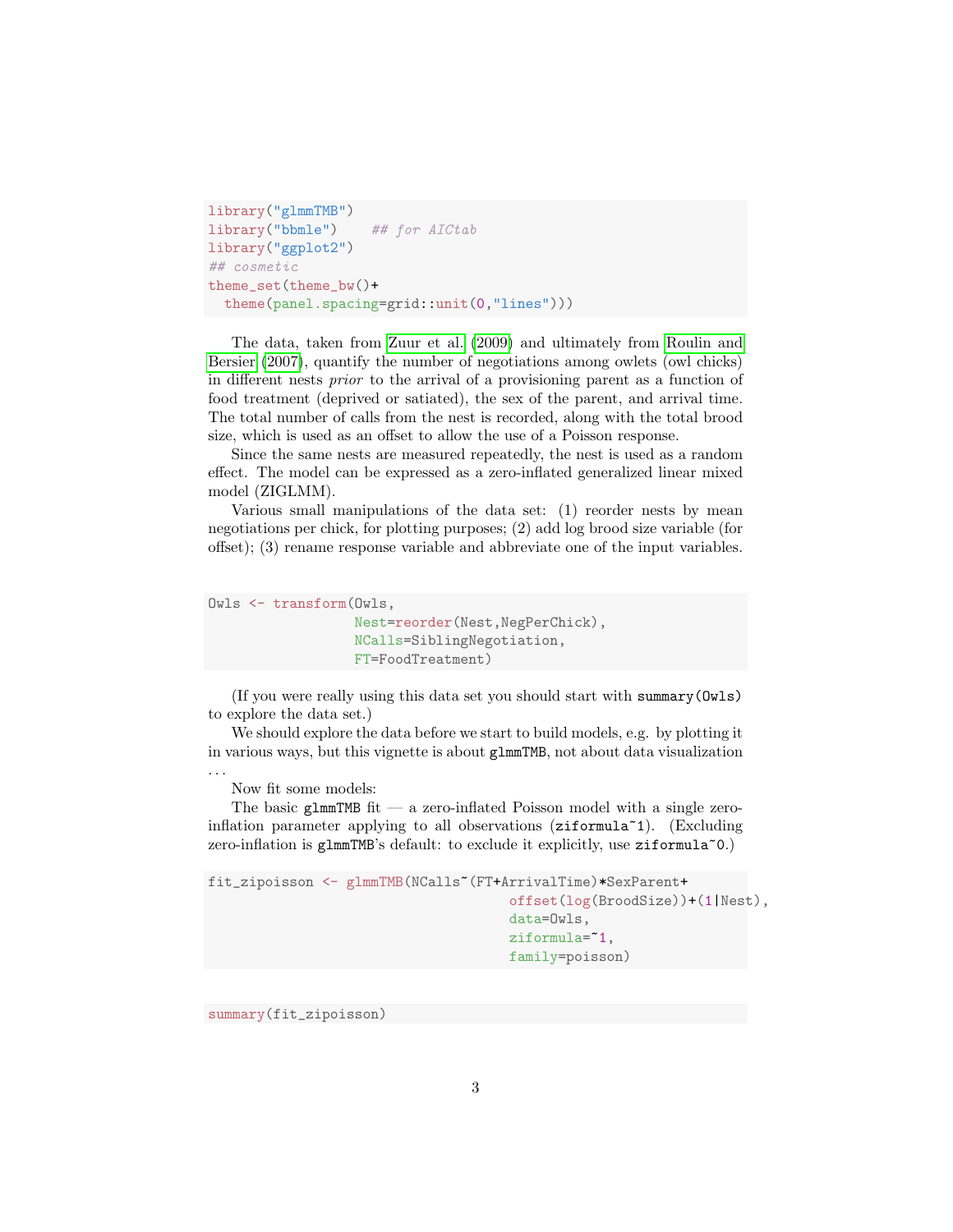```r
library("glmmTMB")
library("bbmle")    ## for AICtab
library("ggplot2")
## cosmetic
theme_set(theme_bw()+
  theme(panel.spacing=grid::unit(0,"lines")))
```

The data, taken from Zuur et al. (2009) and ultimately from Roulin and Bersier (2007), quantify the number of negotiations among owlets (owl chicks) in different nests *prior* to the arrival of a provisioning parent as a function of food treatment (deprived or satiated), the sex of the parent, and arrival time. The total number of calls from the nest is recorded, along with the total brood size, which is used as an offset to allow the use of a Poisson response.

Since the same nests are measured repeatedly, the nest is used as a random effect. The model can be expressed as a zero-inflated generalized linear mixed model (ZIGLMM).

Various small manipulations of the data set: (1) reorder nests by mean negotiations per chick, for plotting purposes; (2) add log brood size variable (for offset); (3) rename response variable and abbreviate one of the input variables.

```r
Owls <- transform(Owls,
                  Nest=reorder(Nest,NegPerChick),
                  NCalls=SiblingNegotiation,
                  FT=FoodTreatment)
```

(If you were really using this data set you should start with `summary(Owls)` to explore the data set.)

We should explore the data before we start to build models, e.g. by plotting it in various ways, but this vignette is about `glmmTMB`, not about data visualization . . .

Now fit some models:

The basic `glmmTMB` fit — a zero-inflated Poisson model with a single zero-inflation parameter applying to all observations (`ziformula~1`). (Excluding zero-inflation is `glmmTMB`'s default: to exclude it explicitly, use `ziformula~0`.)

```r
fit_zipoisson <- glmmTMB(NCalls~(FT+ArrivalTime)*SexParent+
                                  offset(log(BroodSize))+(1|Nest),
                                  data=Owls,
                                  ziformula=~1,
                                  family=poisson)
```

```r
summary(fit_zipoisson)
```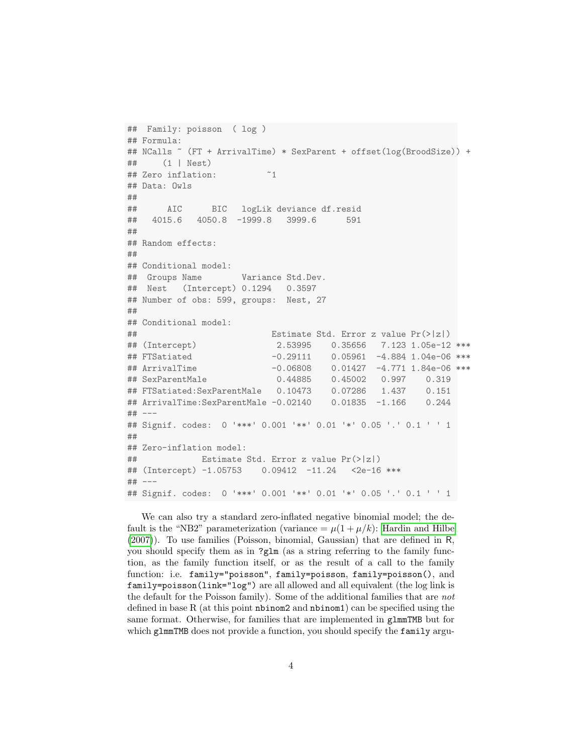```
##  Family: poisson  ( log )
## Formula:
## NCalls ~ (FT + ArrivalTime) * SexParent + offset(log(BroodSize)) +
##     (1 | Nest)
## Zero inflation:          ~1
## Data: Owls
##
##      AIC      BIC   logLik deviance df.resid
##   4015.6   4050.8  -1999.8   3999.6      591
##
## Random effects:
##
## Conditional model:
##  Groups Name        Variance Std.Dev.
##  Nest   (Intercept) 0.1294   0.3597
## Number of obs: 599, groups:  Nest, 27
##
## Conditional model:
##                           Estimate Std. Error z value Pr(>|z|)
## (Intercept)                2.53995    0.35656   7.123 1.05e-12 ***
## FTSatiated                -0.29111    0.05961  -4.884 1.04e-06 ***
## ArrivalTime               -0.06808    0.01427  -4.771 1.84e-06 ***
## SexParentMale              0.44885    0.45002   0.997    0.319
## FTSatiated:SexParentMale   0.10473    0.07286   1.437    0.151
## ArrivalTime:SexParentMale -0.02140    0.01835  -1.166    0.244
## ---
## Signif. codes:  0 '***' 0.001 '**' 0.01 '*' 0.05 '.' 0.1 ' ' 1
##
## Zero-inflation model:
##             Estimate Std. Error z value Pr(>|z|)
## (Intercept) -1.05753    0.09412  -11.24   <2e-16 ***
## ---
## Signif. codes:  0 '***' 0.001 '**' 0.01 '*' 0.05 '.' 0.1 ' ' 1
```

We can also try a standard zero-inflated negative binomial model; the default is the "NB2" parameterization (variance $= \mu(1 + \mu/k)$: Hardin and Hilbe (2007)). To use families (Poisson, binomial, Gaussian) that are defined in R, you should specify them as in `?glm` (as a string referring to the family function, as the family function itself, or as the result of a call to the family function: i.e. `family="poisson"`, `family=poisson`, `family=poisson()`, and `family=poisson(link="log")` are all allowed and all equivalent (the log link is the default for the Poisson family). Some of the additional families that are *not* defined in base R (at this point `nbinom2` and `nbinom1`) can be specified using the same format. Otherwise, for families that are implemented in `glmmTMB` but for which `glmmTMB` does not provide a function, you should specify the `family` argu-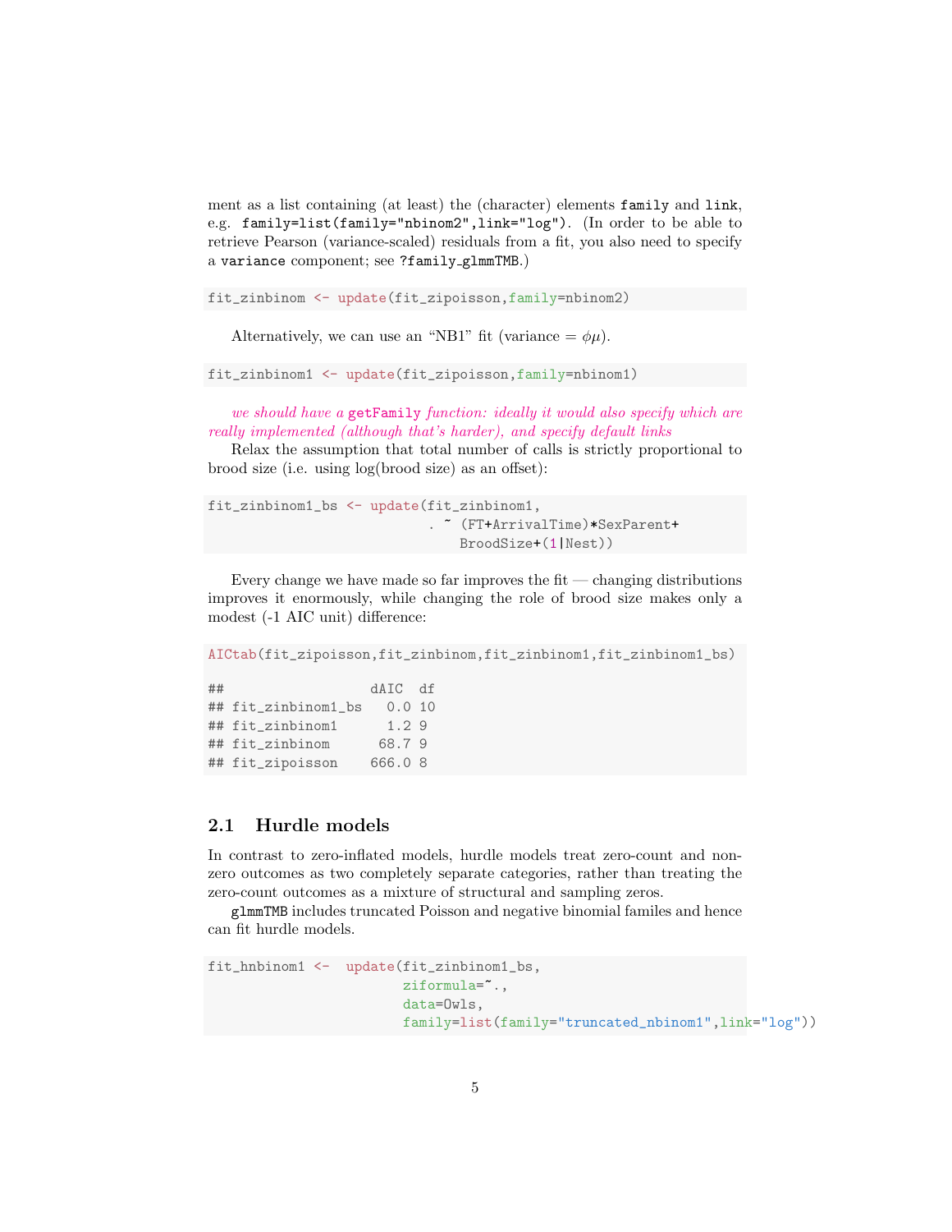ment as a list containing (at least) the (character) elements `family` and `link`, e.g. `family=list(family="nbinom2",link="log")`. (In order to be able to retrieve Pearson (variance-scaled) residuals from a fit, you also need to specify a `variance` component; see `?family_glmmTMB`.)

```
fit_zinbinom <- update(fit_zipoisson,family=nbinom2)
```

Alternatively, we can use an "NB1" fit (variance = $\phi\mu$).

```
fit_zinbinom1 <- update(fit_zipoisson,family=nbinom1)
```

*we should have a `getFamily` function: ideally it would also specify which are really implemented (although that's harder), and specify default links*

Relax the assumption that total number of calls is strictly proportional to brood size (i.e. using log(brood size) as an offset):

```
fit_zinbinom1_bs <- update(fit_zinbinom1,
                           . ~ (FT+ArrivalTime)*SexParent+
                               BroodSize+(1|Nest))
```

Every change we have made so far improves the fit — changing distributions improves it enormously, while changing the role of brood size makes only a modest (-1 AIC unit) difference:

```
AICtab(fit_zipoisson,fit_zinbinom,fit_zinbinom1,fit_zinbinom1_bs)

##                  dAIC  df
## fit_zinbinom1_bs   0.0 10
## fit_zinbinom1      1.2 9
## fit_zinbinom      68.7 9
## fit_zipoisson    666.0 8
```

## 2.1 Hurdle models

In contrast to zero-inflated models, hurdle models treat zero-count and non-zero outcomes as two completely separate categories, rather than treating the zero-count outcomes as a mixture of structural and sampling zeros.

`glmmTMB` includes truncated Poisson and negative binomial familes and hence can fit hurdle models.

```
fit_hnbinom1 <-  update(fit_zinbinom1_bs,
                        ziformula=~.,
                        data=Owls,
                        family=list(family="truncated_nbinom1",link="log"))
```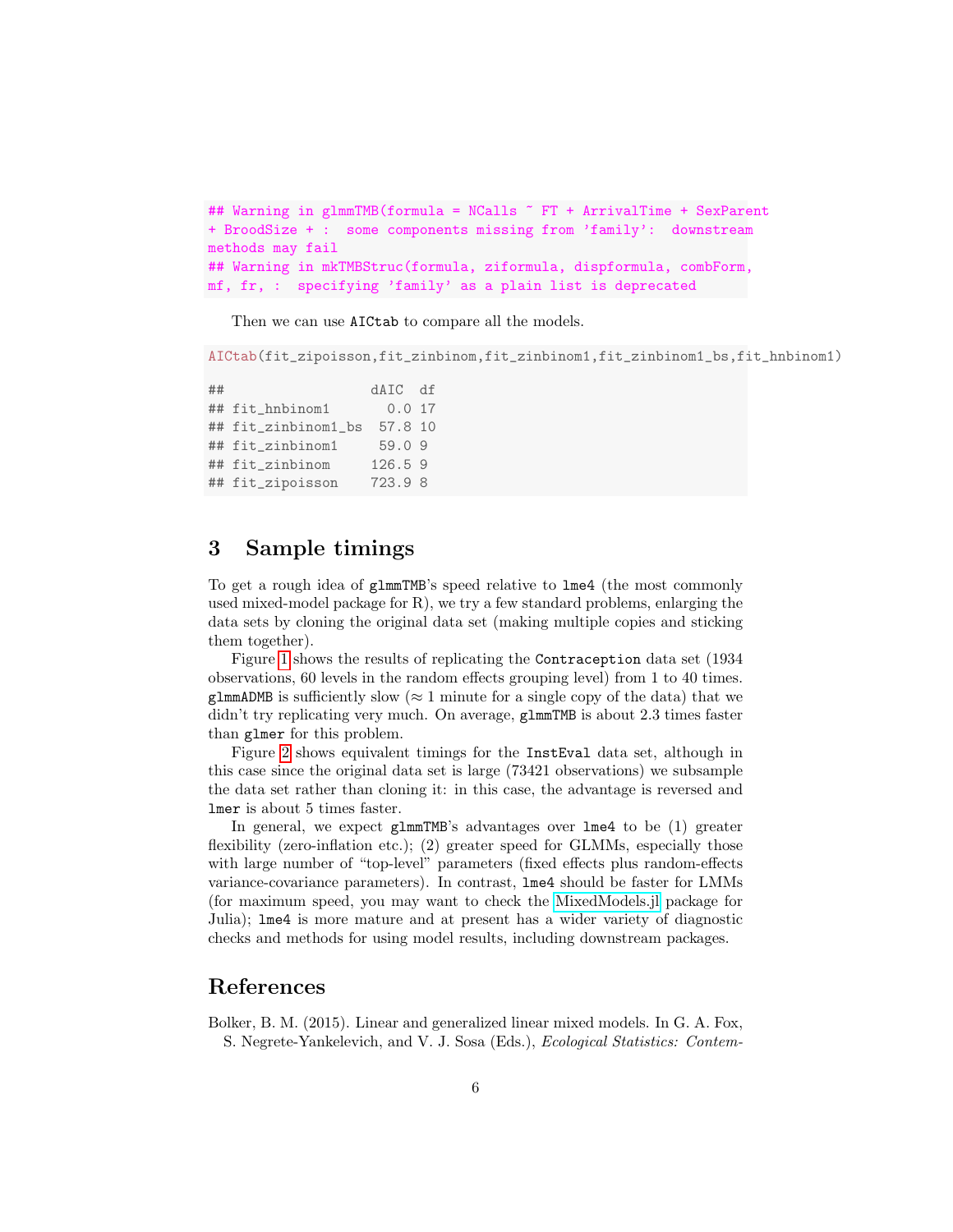```
## Warning in glmmTMB(formula = NCalls ~ FT + ArrivalTime + SexParent
+ BroodSize + :  some components missing from 'family':  downstream
methods may fail
## Warning in mkTMBStruc(formula, ziformula, dispformula, combForm,
mf, fr, :  specifying 'family' as a plain list is deprecated
```

Then we can use AICtab to compare all the models.

```
AICtab(fit_zipoisson,fit_zinbinom,fit_zinbinom1,fit_zinbinom1_bs,fit_hnbinom1)
```

```
##                   dAIC  df
## fit_hnbinom1       0.0 17
## fit_zinbinom1_bs  57.8 10
## fit_zinbinom1     59.0 9
## fit_zinbinom     126.5 9
## fit_zipoisson    723.9 8
```

# 3 Sample timings

To get a rough idea of glmmTMB's speed relative to lme4 (the most commonly used mixed-model package for R), we try a few standard problems, enlarging the data sets by cloning the original data set (making multiple copies and sticking them together).

Figure 1 shows the results of replicating the Contraception data set (1934 observations, 60 levels in the random effects grouping level) from 1 to 40 times. glmmADMB is sufficiently slow ($\approx$ 1 minute for a single copy of the data) that we didn't try replicating very much. On average, glmmTMB is about 2.3 times faster than glmer for this problem.

Figure 2 shows equivalent timings for the InstEval data set, although in this case since the original data set is large (73421 observations) we subsample the data set rather than cloning it: in this case, the advantage is reversed and lmer is about 5 times faster.

In general, we expect glmmTMB's advantages over lme4 to be (1) greater flexibility (zero-inflation etc.); (2) greater speed for GLMMs, especially those with large number of "top-level" parameters (fixed effects plus random-effects variance-covariance parameters). In contrast, lme4 should be faster for LMMs (for maximum speed, you may want to check the MixedModels.jl package for Julia); lme4 is more mature and at present has a wider variety of diagnostic checks and methods for using model results, including downstream packages.

# References

Bolker, B. M. (2015). Linear and generalized linear mixed models. In G. A. Fox, S. Negrete-Yankelevich, and V. J. Sosa (Eds.), *Ecological Statistics: Contem-*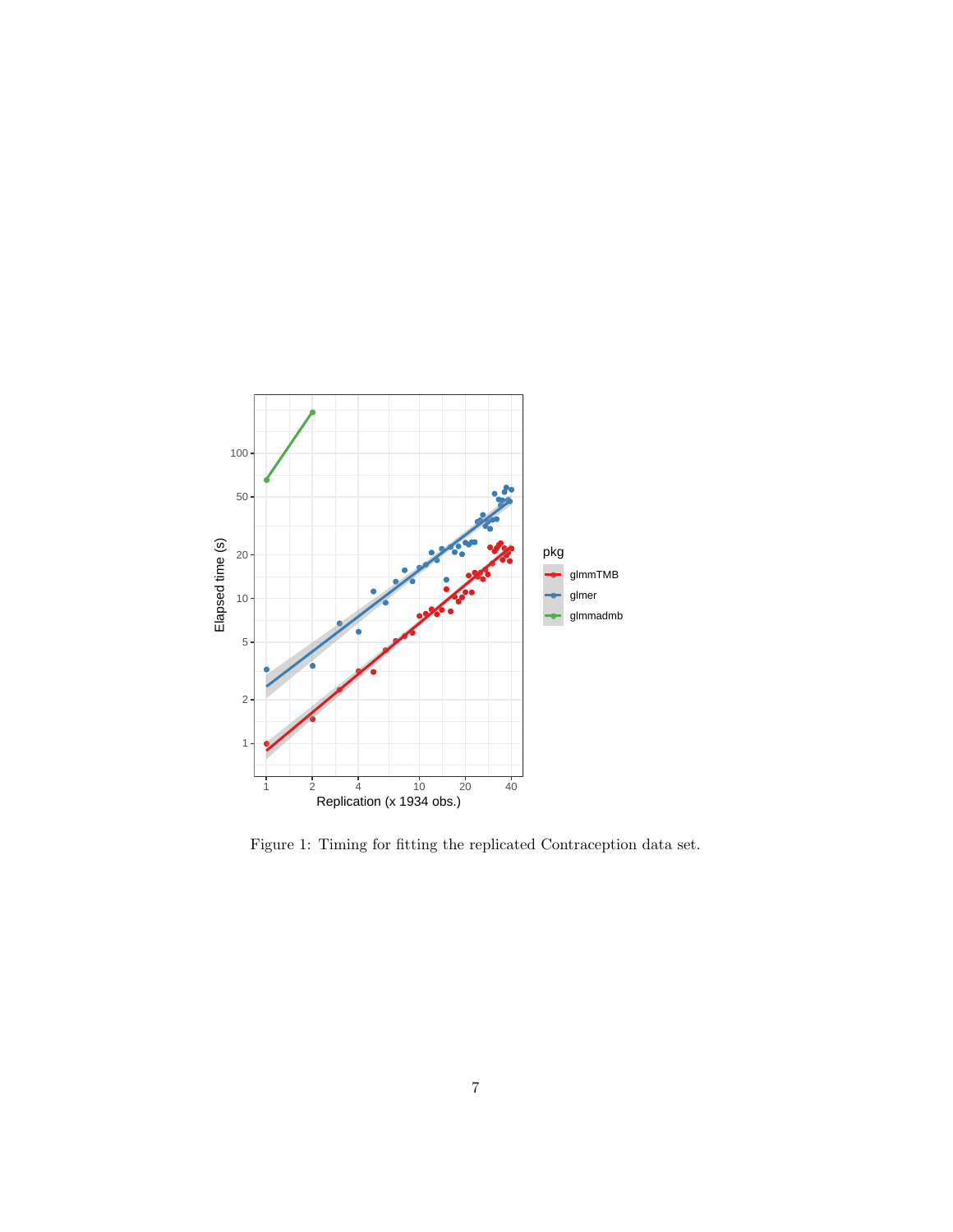Figure 1: Timing for fitting the replicated Contraception data set.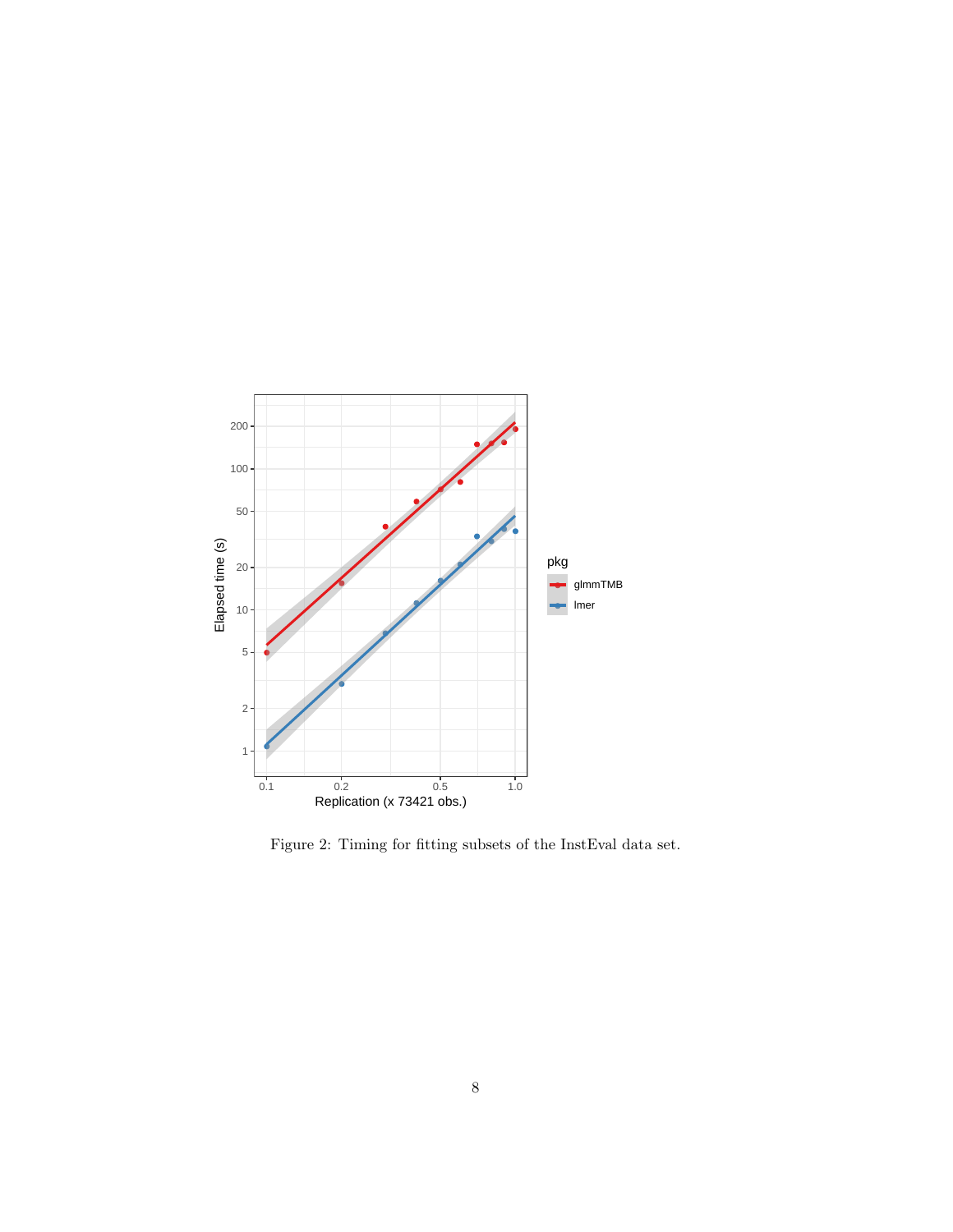Figure 2: Timing for fitting subsets of the InstEval data set.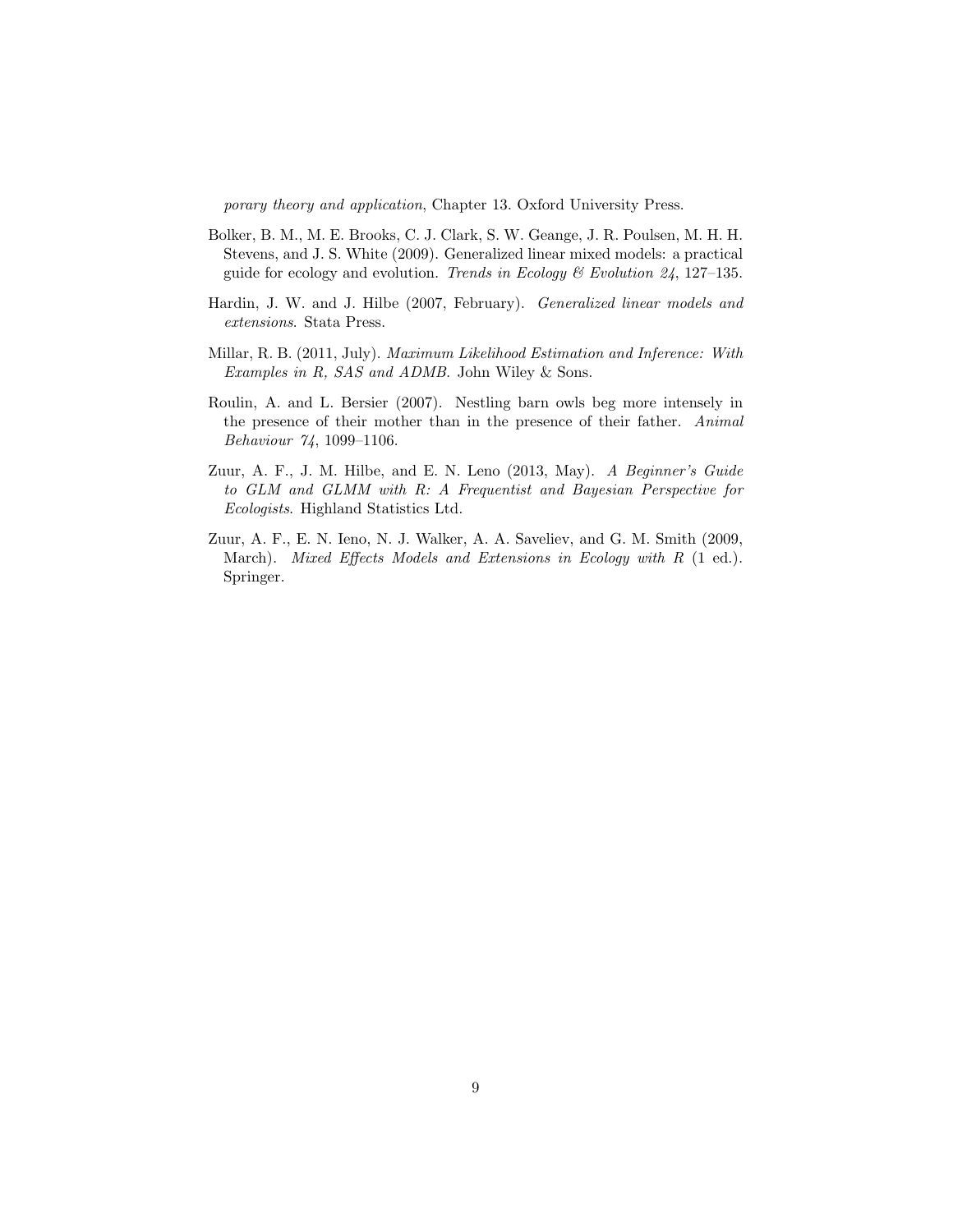*porary theory and application*, Chapter 13. Oxford University Press.

Bolker, B. M., M. E. Brooks, C. J. Clark, S. W. Geange, J. R. Poulsen, M. H. H. Stevens, and J. S. White (2009). Generalized linear mixed models: a practical guide for ecology and evolution. *Trends in Ecology & Evolution 24*, 127–135.

Hardin, J. W. and J. Hilbe (2007, February). *Generalized linear models and extensions*. Stata Press.

Millar, R. B. (2011, July). *Maximum Likelihood Estimation and Inference: With Examples in R, SAS and ADMB*. John Wiley & Sons.

Roulin, A. and L. Bersier (2007). Nestling barn owls beg more intensely in the presence of their mother than in the presence of their father. *Animal Behaviour 74*, 1099–1106.

Zuur, A. F., J. M. Hilbe, and E. N. Leno (2013, May). *A Beginner's Guide to GLM and GLMM with R: A Frequentist and Bayesian Perspective for Ecologists*. Highland Statistics Ltd.

Zuur, A. F., E. N. Ieno, N. J. Walker, A. A. Saveliev, and G. M. Smith (2009, March). *Mixed Effects Models and Extensions in Ecology with R* (1 ed.). Springer.